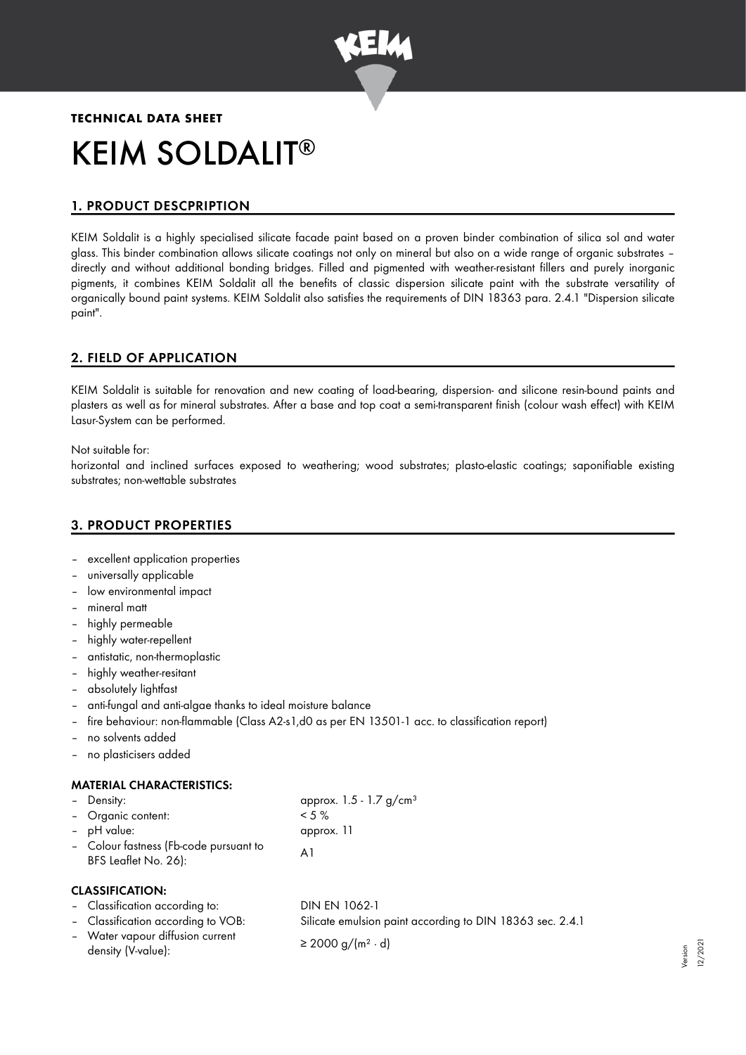**TECHNICAL DATA SHEET**

# KEIM SOLDALIT®

## 1. PRODUCT DESCPRIPTION

KEIM Soldalit is a highly specialised silicate facade paint based on a proven binder combination of silica sol and water glass. This binder combination allows silicate coatings not only on mineral but also on a wide range of organic substrates – directly and without additional bonding bridges. Filled and pigmented with weather-resistant fillers and purely inorganic pigments, it combines KEIM Soldalit all the benefits of classic dispersion silicate paint with the substrate versatility of organically bound paint systems. KEIM Soldalit also satisfies the requirements of DIN 18363 para. 2.4.1 "Dispersion silicate paint".

## 2. FIELD OF APPLICATION

KEIM Soldalit is suitable for renovation and new coating of load-bearing, dispersion- and silicone resin-bound paints and plasters as well as for mineral substrates. After a base and top coat a semi-transparent finish (colour wash effect) with KEIM Lasur-System can be performed.

Not suitable for:
horizontal and inclined surfaces exposed to weathering; wood substrates; plasto-elastic coatings; saponifiable existing substrates; non-wettable substrates

## 3. PRODUCT PROPERTIES

- excellent application properties
- universally applicable
- low environmental impact
- mineral matt
- highly permeable
- highly water-repellent
- antistatic, non-thermoplastic
- highly weather-resitant
- absolutely lightfast
- anti-fungal and anti-algae thanks to ideal moisture balance
- fire behaviour: non-flammable (Class A2-s1,d0 as per EN 13501-1 acc. to classification report)
- no solvents added
- no plasticisers added

### MATERIAL CHARACTERISTICS:

| | |
|---|---|
| – Density: | approx. 1.5 - 1.7 g/cm³ |
| – Organic content: | < 5 % |
| – pH value: | approx. 11 |
| – Colour fastness (Fb-code pursuant to BFS Leaflet No. 26): | A1 |

### CLASSIFICATION:

| | |
|---|---|
| – Classification according to: | DIN EN 1062-1 |
| – Classification according to VOB: | Silicate emulsion paint according to DIN 18363 sec. 2.4.1 |
| – Water vapour diffusion current density (V-value): | ≥ 2000 g/(m² · d) |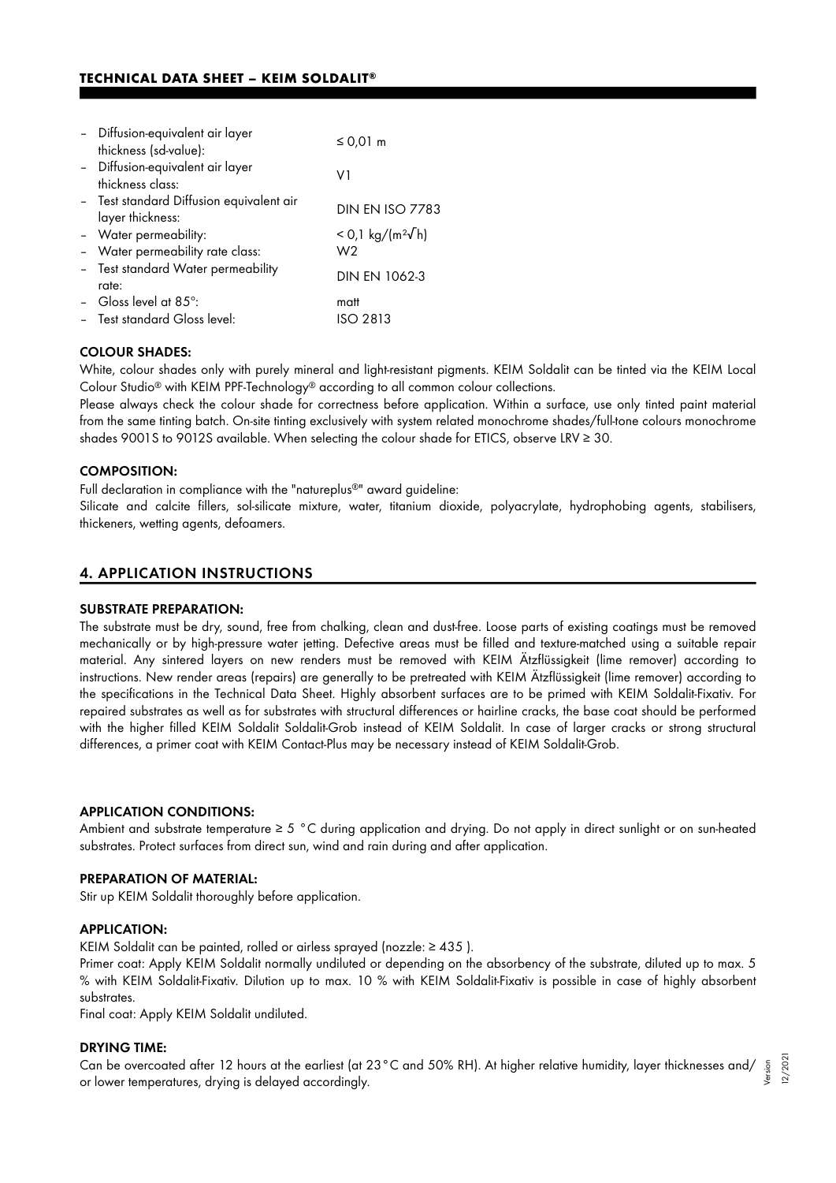| Property | Value |
| --- | --- |
| – Diffusion-equivalent air layer thickness (sd-value): | ≤ 0,01 m |
| – Diffusion-equivalent air layer thickness class: | V1 |
| – Test standard Diffusion equivalent air layer thickness: | DIN EN ISO 7783 |
| – Water permeability: | $< 0{,}1\ kg/(m^2\sqrt{h})$ |
| – Water permeability rate class: | W2 |
| – Test standard Water permeability rate: | DIN EN 1062-3 |
| – Gloss level at 85°: | matt |
| – Test standard Gloss level: | ISO 2813 |

#### COLOUR SHADES:

White, colour shades only with purely mineral and light-resistant pigments. KEIM Soldalit can be tinted via the KEIM Local Colour Studio® with KEIM PPF-Technology® according to all common colour collections.

Please always check the colour shade for correctness before application. Within a surface, use only tinted paint material from the same tinting batch. On-site tinting exclusively with system related monochrome shades/full-tone colours monochrome shades 9001S to 9012S available. When selecting the colour shade for ETICS, observe LRV ≥ 30.

#### COMPOSITION:

Full declaration in compliance with the "natureplus®" award guideline:

Silicate and calcite fillers, sol-silicate mixture, water, titanium dioxide, polyacrylate, hydrophobing agents, stabilisers, thickeners, wetting agents, defoamers.

## 4. APPLICATION INSTRUCTIONS

#### SUBSTRATE PREPARATION:

The substrate must be dry, sound, free from chalking, clean and dust-free. Loose parts of existing coatings must be removed mechanically or by high-pressure water jetting. Defective areas must be filled and texture-matched using a suitable repair material. Any sintered layers on new renders must be removed with KEIM Ätzflüssigkeit (lime remover) according to instructions. New render areas (repairs) are generally to be pretreated with KEIM Ätzflüssigkeit (lime remover) according to the specifications in the Technical Data Sheet. Highly absorbent surfaces are to be primed with KEIM Soldalit-Fixativ. For repaired substrates as well as for substrates with structural differences or hairline cracks, the base coat should be performed with the higher filled KEIM Soldalit Soldalit-Grob instead of KEIM Soldalit. In case of larger cracks or strong structural differences, a primer coat with KEIM Contact-Plus may be necessary instead of KEIM Soldalit-Grob.

#### APPLICATION CONDITIONS:

Ambient and substrate temperature ≥ 5 °C during application and drying. Do not apply in direct sunlight or on sun-heated substrates. Protect surfaces from direct sun, wind and rain during and after application.

#### PREPARATION OF MATERIAL:

Stir up KEIM Soldalit thoroughly before application.

#### APPLICATION:

KEIM Soldalit can be painted, rolled or airless sprayed (nozzle: ≥ 435 ).

Primer coat: Apply KEIM Soldalit normally undiluted or depending on the absorbency of the substrate, diluted up to max. 5 % with KEIM Soldalit-Fixativ. Dilution up to max. 10 % with KEIM Soldalit-Fixativ is possible in case of highly absorbent substrates.

Final coat: Apply KEIM Soldalit undiluted.

#### DRYING TIME:

Can be overcoated after 12 hours at the earliest (at 23 °C and 50% RH). At higher relative humidity, layer thicknesses and/or lower temperatures, drying is delayed accordingly.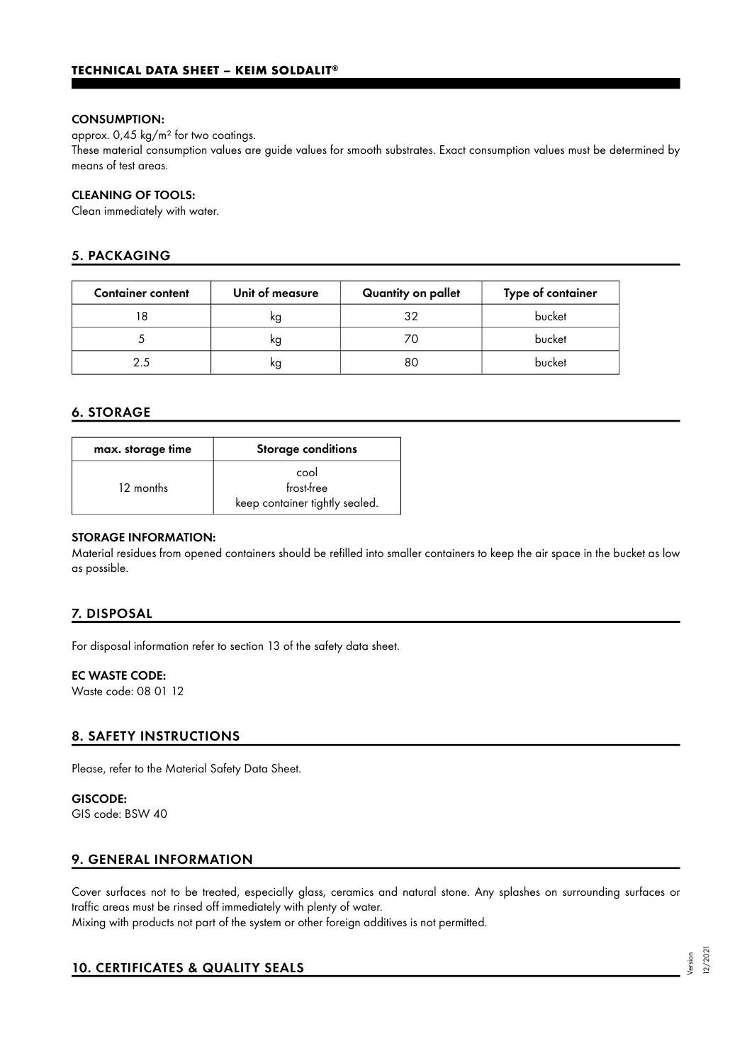#### CONSUMPTION:

approx. 0,45 kg/m² for two coatings.
These material consumption values are guide values for smooth substrates. Exact consumption values must be determined by means of test areas.

#### CLEANING OF TOOLS:

Clean immediately with water.

## 5. PACKAGING

| Container content | Unit of measure | Quantity on pallet | Type of container |
|---|---|---|---|
| 18 | kg | 32 | bucket |
| 5 | kg | 70 | bucket |
| 2.5 | kg | 80 | bucket |

## 6. STORAGE

| max. storage time | Storage conditions |
|---|---|
| 12 months | cool<br>frost-free<br>keep container tightly sealed. |

#### STORAGE INFORMATION:

Material residues from opened containers should be refilled into smaller containers to keep the air space in the bucket as low as possible.

## 7. DISPOSAL

For disposal information refer to section 13 of the safety data sheet.

#### EC WASTE CODE:

Waste code: 08 01 12

## 8. SAFETY INSTRUCTIONS

Please, refer to the Material Safety Data Sheet.

#### GISCODE:

GIS code: BSW 40

## 9. GENERAL INFORMATION

Cover surfaces not to be treated, especially glass, ceramics and natural stone. Any splashes on surrounding surfaces or traffic areas must be rinsed off immediately with plenty of water.
Mixing with products not part of the system or other foreign additives is not permitted.

## 10. CERTIFICATES & QUALITY SEALS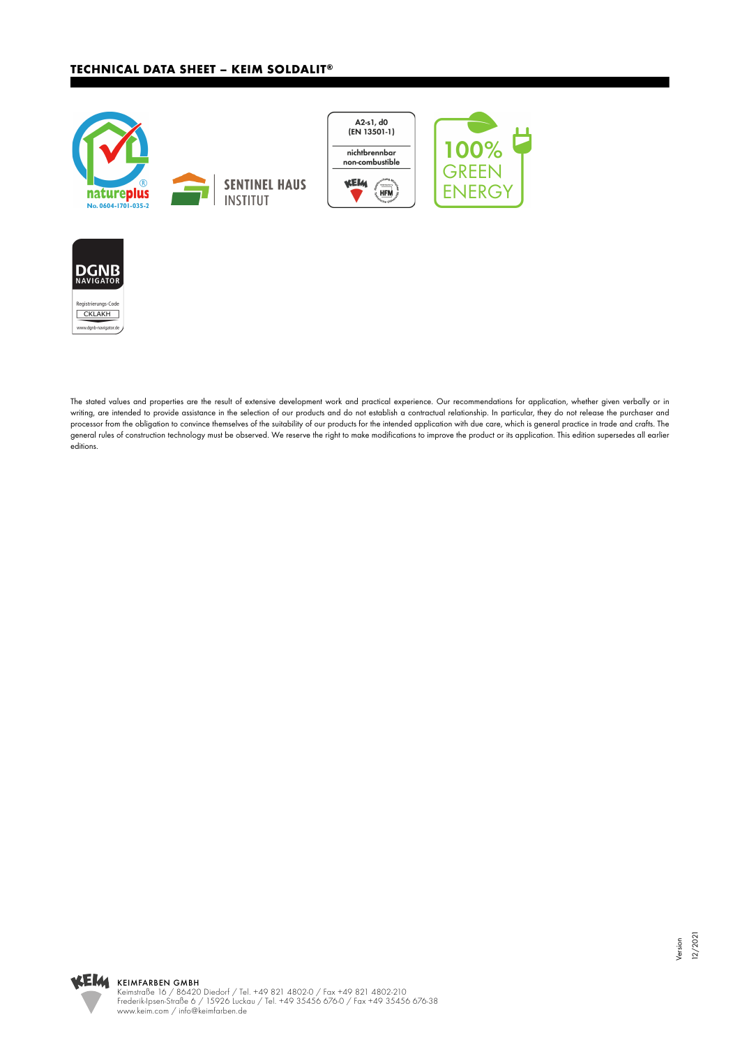natureplus
No. 0604-1701-035-2

SENTINEL HAUS INSTITUT

A2-s1, d0
(EN 13501-1)
nichtbrennbar
non-combustible

100% GREEN ENERGY

DGNB NAVIGATOR
Registrierungs-Code
CKLAKH
www.dgnb-navigator.de

The stated values and properties are the result of extensive development work and practical experience. Our recommendations for application, whether given verbally or in writing, are intended to provide assistance in the selection of our products and do not establish a contractual relationship. In particular, they do not release the purchaser and processor from the obligation to convince themselves of the suitability of our products for the intended application with due care, which is general practice in trade and crafts. The general rules of construction technology must be observed. We reserve the right to make modifications to improve the product or its application. This edition supersedes all earlier editions.

**KEIMFARBEN GMBH**
Keimstraße 16 / 86420 Diedorf / Tel. +49 821 4802-0 / Fax +49 821 4802-210
Frederik-Ipsen-Straße 6 / 15926 Luckau / Tel. +49 35456 676-0 / Fax +49 35456 676-38
www.keim.com / info@keimfarben.de

Version 12/2021